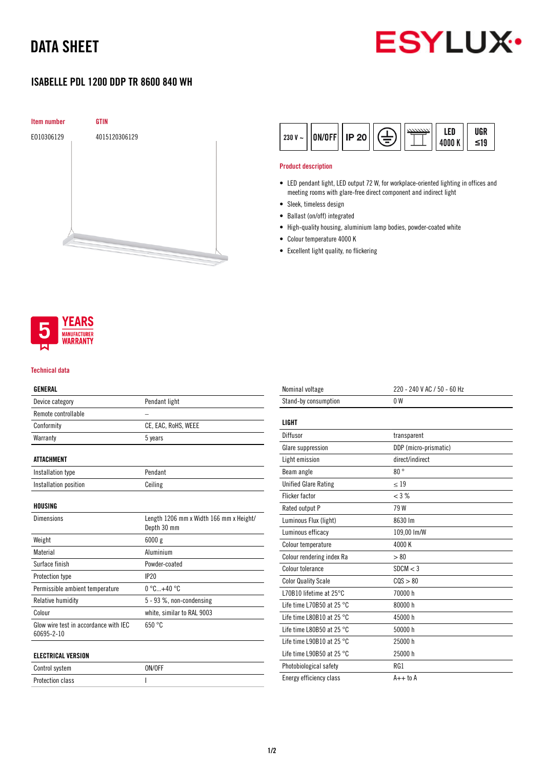# DATA SHEET

## ISABELLE PDL 1200 DDP TR 8600 840 WH

| Item number | GTIN |
|---|---|
| E010306129 | 4015120306129 |

230 V ~ | ON/OFF | IP 20 | LED 4000 K | UGR ≤19

### Product description

- LED pendant light, LED output 72 W, for workplace-oriented lighting in offices and meeting rooms with glare-free direct component and indirect light
- Sleek, timeless design
- Ballast (on/off) integrated
- High-quality housing, aluminium lamp bodies, powder-coated white
- Colour temperature 4000 K
- Excellent light quality, no flickering

5 YEARS MANUFACTURER WARRANTY

### Technical data

| GENERAL | |
|---|---|
| Device category | Pendant light |
| Remote controllable | – |
| Conformity | CE, EAC, RoHS, WEEE |
| Warranty | 5 years |

| ATTACHMENT | |
|---|---|
| Installation type | Pendant |
| Installation position | Ceiling |

| HOUSING | |
|---|---|
| Dimensions | Length 1206 mm x Width 166 mm x Height/ Depth 30 mm |
| Weight | 6000 g |
| Material | Aluminium |
| Surface finish | Powder-coated |
| Protection type | IP20 |
| Permissible ambient temperature | 0 °C...+40 °C |
| Relative humidity | 5 - 93 %, non-condensing |
| Colour | white, similar to RAL 9003 |
| Glow wire test in accordance with IEC 60695-2-10 | 650 °C |

| ELECTRICAL VERSION | |
|---|---|
| Control system | ON/OFF |
| Protection class | I |
| Nominal voltage | 220 - 240 V AC / 50 - 60 Hz |
| Stand-by consumption | 0 W |

| LIGHT | |
|---|---|
| Diffusor | transparent |
| Glare suppression | DDP (micro-prismatic) |
| Light emission | direct/indirect |
| Beam angle | 80 ° |
| Unified Glare Rating | ≤ 19 |
| Flicker factor | < 3 % |
| Rated output P | 79 W |
| Luminous Flux (light) | 8630 lm |
| Luminous efficacy | 109,00 lm/W |
| Colour temperature | 4000 K |
| Colour rendering index Ra | > 80 |
| Colour tolerance | SDCM < 3 |
| Color Quality Scale | CQS > 80 |
| L70B10 lifetime at 25°C | 70000 h |
| Life time L70B50 at 25 °C | 80000 h |
| Life time L80B10 at 25 °C | 45000 h |
| Life time L80B50 at 25 °C | 50000 h |
| Life time L90B10 at 25 °C | 25000 h |
| Life time L90B50 at 25 °C | 25000 h |
| Photobiological safety | RG1 |
| Energy efficiency class | A++ to A |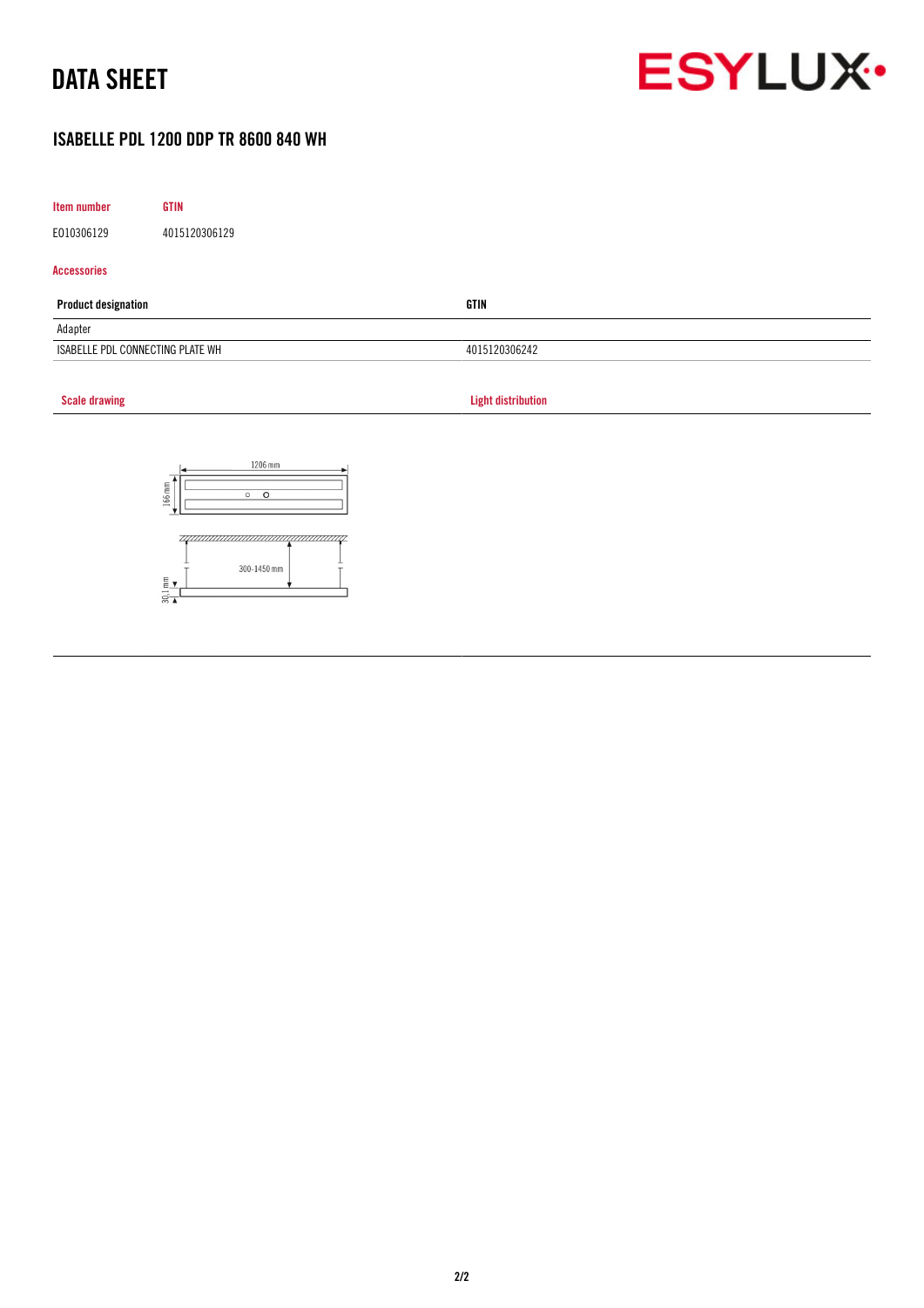# DATA SHEET

ESYLUX

## ISABELLE PDL 1200 DDP TR 8600 840 WH

| Item number | GTIN |
| --- | --- |
| EO10306129 | 4015120306129 |

### Accessories

| Product designation | GTIN |
| --- | --- |
| Adapter | |
| ISABELLE PDL CONNECTING PLATE WH | 4015120306242 |

### Scale drawing

1206 mm

166 mm

300-1450 mm

30,1 mm

### Light distribution